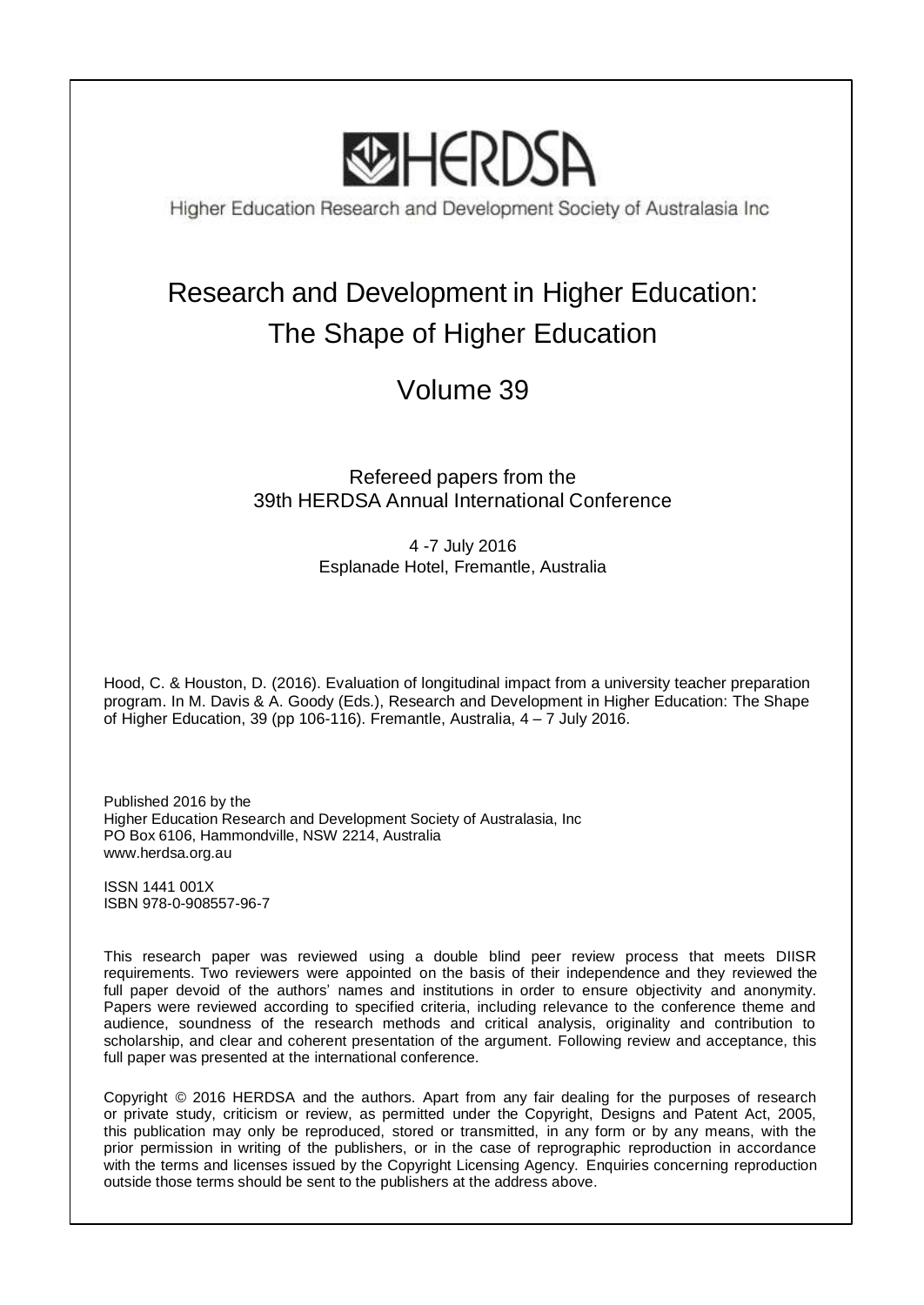# HERDSA

Higher Education Research and Development Society of Australasia Inc

# Research and Development in Higher Education: The Shape of Higher Education

## Volume 39

Refereed papers from the
39th HERDSA Annual International Conference

4 -7 July 2016
Esplanade Hotel, Fremantle, Australia

Hood, C. & Houston, D. (2016). Evaluation of longitudinal impact from a university teacher preparation program. In M. Davis & A. Goody (Eds.), Research and Development in Higher Education: The Shape of Higher Education, 39 (pp 106-116). Fremantle, Australia, 4 – 7 July 2016.

Published 2016 by the
Higher Education Research and Development Society of Australasia, Inc
PO Box 6106, Hammondville, NSW 2214, Australia
www.herdsa.org.au

ISSN 1441 001X
ISBN 978-0-908557-96-7

This research paper was reviewed using a double blind peer review process that meets DIISR requirements. Two reviewers were appointed on the basis of their independence and they reviewed the full paper devoid of the authors' names and institutions in order to ensure objectivity and anonymity. Papers were reviewed according to specified criteria, including relevance to the conference theme and audience, soundness of the research methods and critical analysis, originality and contribution to scholarship, and clear and coherent presentation of the argument. Following review and acceptance, this full paper was presented at the international conference.

Copyright © 2016 HERDSA and the authors. Apart from any fair dealing for the purposes of research or private study, criticism or review, as permitted under the Copyright, Designs and Patent Act, 2005, this publication may only be reproduced, stored or transmitted, in any form or by any means, with the prior permission in writing of the publishers, or in the case of reprographic reproduction in accordance with the terms and licenses issued by the Copyright Licensing Agency. Enquiries concerning reproduction outside those terms should be sent to the publishers at the address above.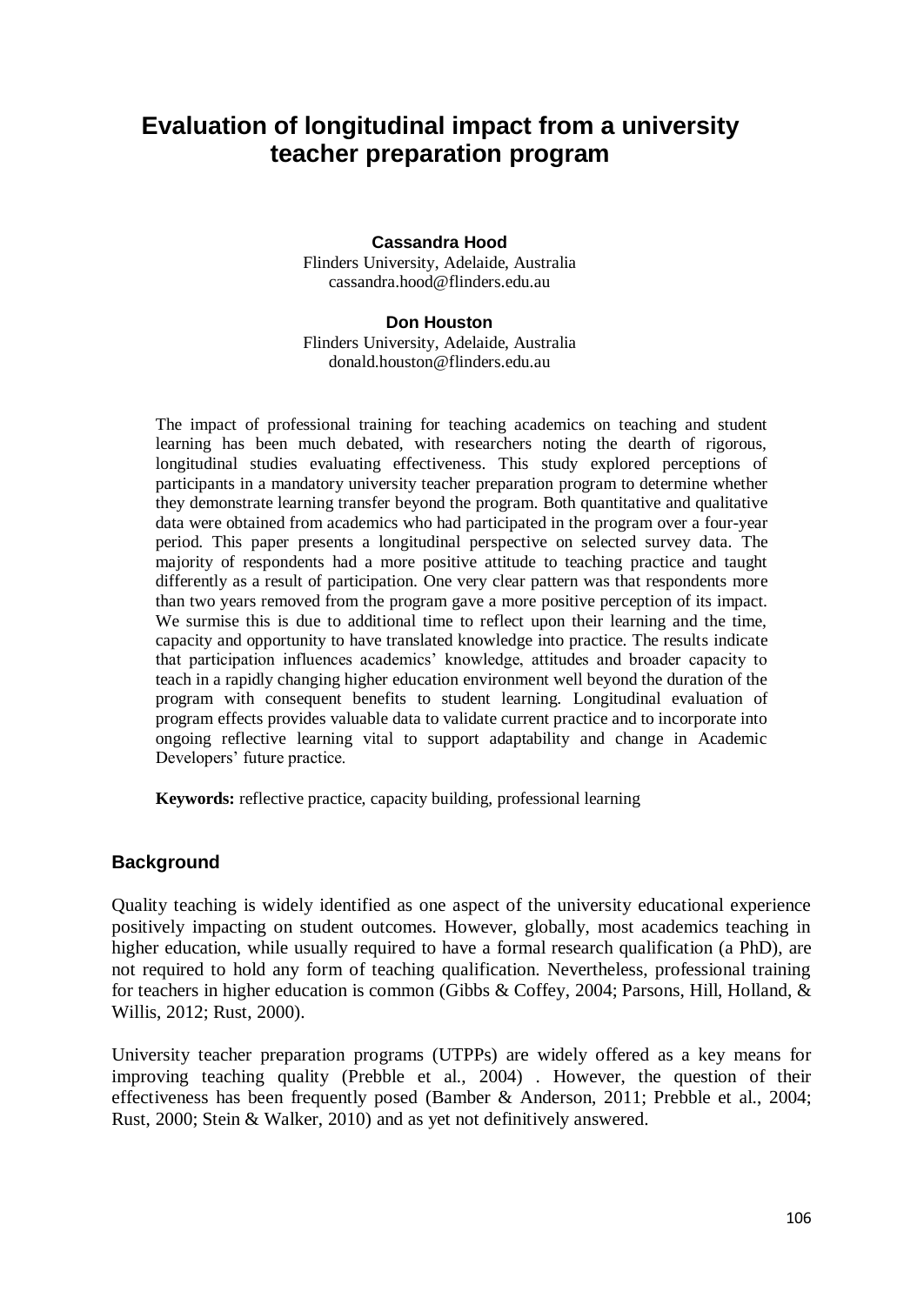# Evaluation of longitudinal impact from a university teacher preparation program

**Cassandra Hood**
Flinders University, Adelaide, Australia
cassandra.hood@flinders.edu.au

**Don Houston**
Flinders University, Adelaide, Australia
donald.houston@flinders.edu.au

The impact of professional training for teaching academics on teaching and student learning has been much debated, with researchers noting the dearth of rigorous, longitudinal studies evaluating effectiveness. This study explored perceptions of participants in a mandatory university teacher preparation program to determine whether they demonstrate learning transfer beyond the program. Both quantitative and qualitative data were obtained from academics who had participated in the program over a four-year period. This paper presents a longitudinal perspective on selected survey data. The majority of respondents had a more positive attitude to teaching practice and taught differently as a result of participation. One very clear pattern was that respondents more than two years removed from the program gave a more positive perception of its impact. We surmise this is due to additional time to reflect upon their learning and the time, capacity and opportunity to have translated knowledge into practice. The results indicate that participation influences academics' knowledge, attitudes and broader capacity to teach in a rapidly changing higher education environment well beyond the duration of the program with consequent benefits to student learning. Longitudinal evaluation of program effects provides valuable data to validate current practice and to incorporate into ongoing reflective learning vital to support adaptability and change in Academic Developers' future practice.

**Keywords:** reflective practice, capacity building, professional learning

## Background

Quality teaching is widely identified as one aspect of the university educational experience positively impacting on student outcomes. However, globally, most academics teaching in higher education, while usually required to have a formal research qualification (a PhD), are not required to hold any form of teaching qualification. Nevertheless, professional training for teachers in higher education is common (Gibbs & Coffey, 2004; Parsons, Hill, Holland, & Willis, 2012; Rust, 2000).

University teacher preparation programs (UTPPs) are widely offered as a key means for improving teaching quality (Prebble et al., 2004) . However, the question of their effectiveness has been frequently posed (Bamber & Anderson, 2011; Prebble et al., 2004; Rust, 2000; Stein & Walker, 2010) and as yet not definitively answered.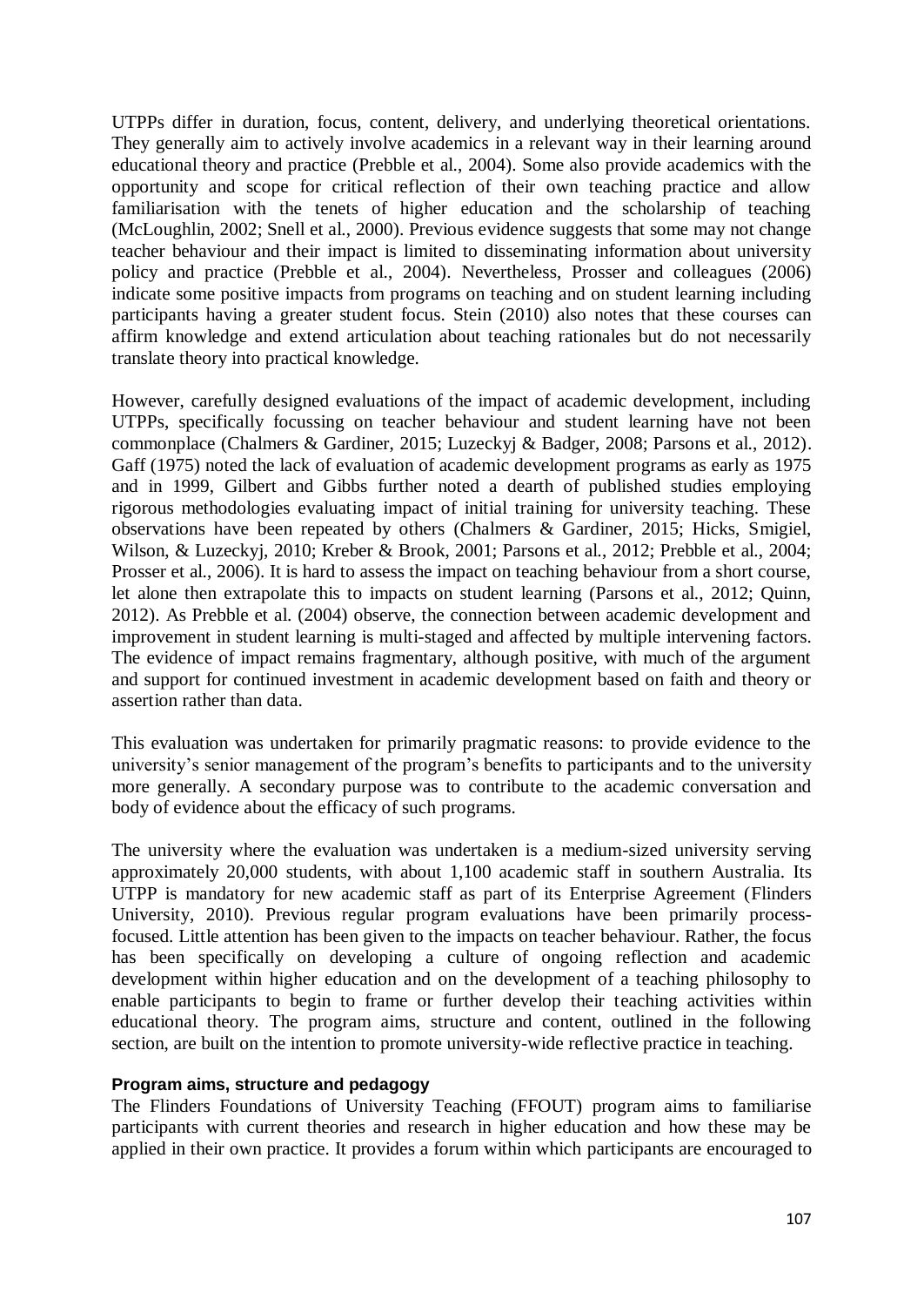UTPPs differ in duration, focus, content, delivery, and underlying theoretical orientations. They generally aim to actively involve academics in a relevant way in their learning around educational theory and practice (Prebble et al., 2004). Some also provide academics with the opportunity and scope for critical reflection of their own teaching practice and allow familiarisation with the tenets of higher education and the scholarship of teaching (McLoughlin, 2002; Snell et al., 2000). Previous evidence suggests that some may not change teacher behaviour and their impact is limited to disseminating information about university policy and practice (Prebble et al., 2004). Nevertheless, Prosser and colleagues (2006) indicate some positive impacts from programs on teaching and on student learning including participants having a greater student focus. Stein (2010) also notes that these courses can affirm knowledge and extend articulation about teaching rationales but do not necessarily translate theory into practical knowledge.

However, carefully designed evaluations of the impact of academic development, including UTPPs, specifically focussing on teacher behaviour and student learning have not been commonplace (Chalmers & Gardiner, 2015; Luzeckyj & Badger, 2008; Parsons et al., 2012). Gaff (1975) noted the lack of evaluation of academic development programs as early as 1975 and in 1999, Gilbert and Gibbs further noted a dearth of published studies employing rigorous methodologies evaluating impact of initial training for university teaching. These observations have been repeated by others (Chalmers & Gardiner, 2015; Hicks, Smigiel, Wilson, & Luzeckyj, 2010; Kreber & Brook, 2001; Parsons et al., 2012; Prebble et al., 2004; Prosser et al., 2006). It is hard to assess the impact on teaching behaviour from a short course, let alone then extrapolate this to impacts on student learning (Parsons et al., 2012; Quinn, 2012). As Prebble et al. (2004) observe, the connection between academic development and improvement in student learning is multi-staged and affected by multiple intervening factors. The evidence of impact remains fragmentary, although positive, with much of the argument and support for continued investment in academic development based on faith and theory or assertion rather than data.

This evaluation was undertaken for primarily pragmatic reasons: to provide evidence to the university's senior management of the program's benefits to participants and to the university more generally. A secondary purpose was to contribute to the academic conversation and body of evidence about the efficacy of such programs.

The university where the evaluation was undertaken is a medium-sized university serving approximately 20,000 students, with about 1,100 academic staff in southern Australia. Its UTPP is mandatory for new academic staff as part of its Enterprise Agreement (Flinders University, 2010). Previous regular program evaluations have been primarily process-focused. Little attention has been given to the impacts on teacher behaviour. Rather, the focus has been specifically on developing a culture of ongoing reflection and academic development within higher education and on the development of a teaching philosophy to enable participants to begin to frame or further develop their teaching activities within educational theory. The program aims, structure and content, outlined in the following section, are built on the intention to promote university-wide reflective practice in teaching.

### Program aims, structure and pedagogy

The Flinders Foundations of University Teaching (FFOUT) program aims to familiarise participants with current theories and research in higher education and how these may be applied in their own practice. It provides a forum within which participants are encouraged to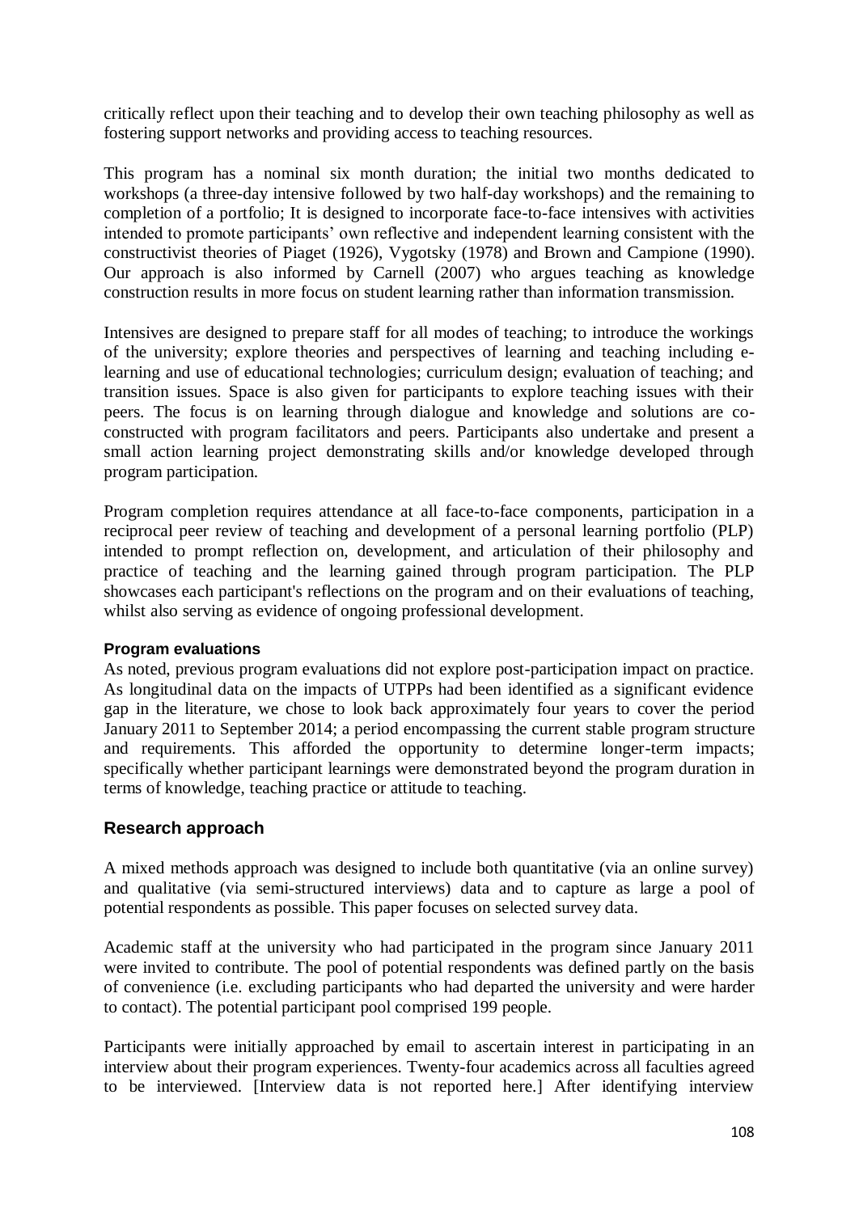critically reflect upon their teaching and to develop their own teaching philosophy as well as fostering support networks and providing access to teaching resources.

This program has a nominal six month duration; the initial two months dedicated to workshops (a three-day intensive followed by two half-day workshops) and the remaining to completion of a portfolio; It is designed to incorporate face-to-face intensives with activities intended to promote participants' own reflective and independent learning consistent with the constructivist theories of Piaget (1926), Vygotsky (1978) and Brown and Campione (1990). Our approach is also informed by Carnell (2007) who argues teaching as knowledge construction results in more focus on student learning rather than information transmission.

Intensives are designed to prepare staff for all modes of teaching; to introduce the workings of the university; explore theories and perspectives of learning and teaching including e-learning and use of educational technologies; curriculum design; evaluation of teaching; and transition issues. Space is also given for participants to explore teaching issues with their peers. The focus is on learning through dialogue and knowledge and solutions are co-constructed with program facilitators and peers. Participants also undertake and present a small action learning project demonstrating skills and/or knowledge developed through program participation.

Program completion requires attendance at all face-to-face components, participation in a reciprocal peer review of teaching and development of a personal learning portfolio (PLP) intended to prompt reflection on, development, and articulation of their philosophy and practice of teaching and the learning gained through program participation. The PLP showcases each participant's reflections on the program and on their evaluations of teaching, whilst also serving as evidence of ongoing professional development.

#### Program evaluations

As noted, previous program evaluations did not explore post-participation impact on practice. As longitudinal data on the impacts of UTPPs had been identified as a significant evidence gap in the literature, we chose to look back approximately four years to cover the period January 2011 to September 2014; a period encompassing the current stable program structure and requirements. This afforded the opportunity to determine longer-term impacts; specifically whether participant learnings were demonstrated beyond the program duration in terms of knowledge, teaching practice or attitude to teaching.

### Research approach

A mixed methods approach was designed to include both quantitative (via an online survey) and qualitative (via semi-structured interviews) data and to capture as large a pool of potential respondents as possible. This paper focuses on selected survey data.

Academic staff at the university who had participated in the program since January 2011 were invited to contribute. The pool of potential respondents was defined partly on the basis of convenience (i.e. excluding participants who had departed the university and were harder to contact). The potential participant pool comprised 199 people.

Participants were initially approached by email to ascertain interest in participating in an interview about their program experiences. Twenty-four academics across all faculties agreed to be interviewed. [Interview data is not reported here.] After identifying interview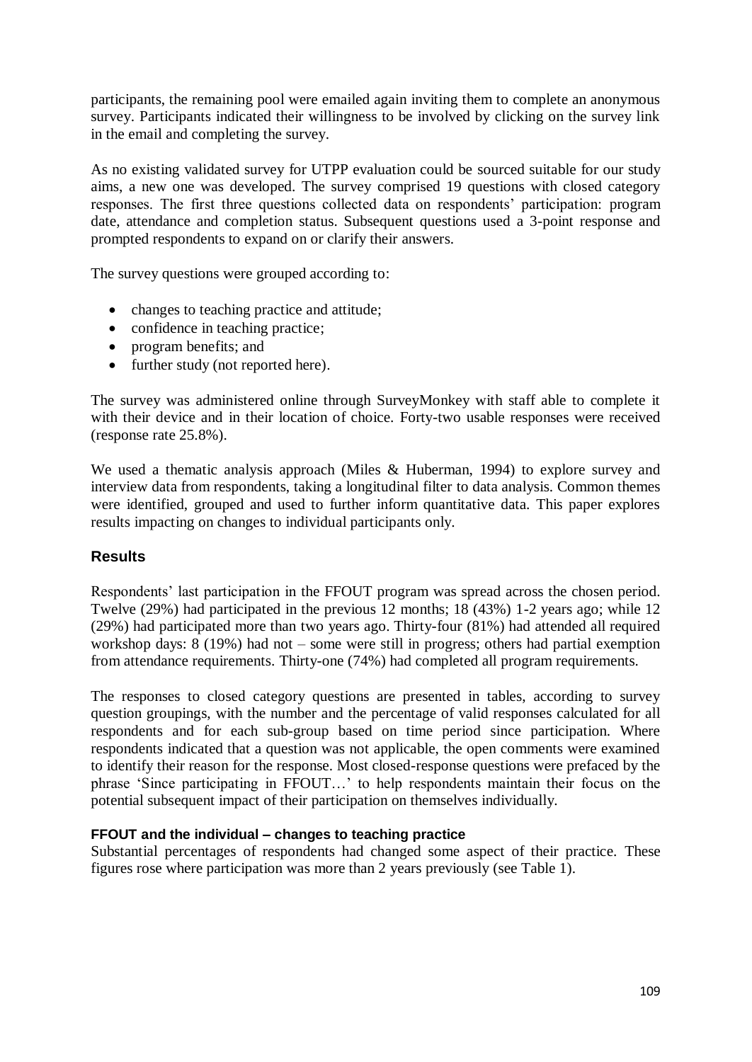participants, the remaining pool were emailed again inviting them to complete an anonymous survey. Participants indicated their willingness to be involved by clicking on the survey link in the email and completing the survey.

As no existing validated survey for UTPP evaluation could be sourced suitable for our study aims, a new one was developed. The survey comprised 19 questions with closed category responses. The first three questions collected data on respondents' participation: program date, attendance and completion status. Subsequent questions used a 3-point response and prompted respondents to expand on or clarify their answers.

The survey questions were grouped according to:

- changes to teaching practice and attitude;
- confidence in teaching practice;
- program benefits; and
- further study (not reported here).

The survey was administered online through SurveyMonkey with staff able to complete it with their device and in their location of choice. Forty-two usable responses were received (response rate 25.8%).

We used a thematic analysis approach (Miles & Huberman, 1994) to explore survey and interview data from respondents, taking a longitudinal filter to data analysis. Common themes were identified, grouped and used to further inform quantitative data. This paper explores results impacting on changes to individual participants only.

## Results

Respondents' last participation in the FFOUT program was spread across the chosen period. Twelve (29%) had participated in the previous 12 months; 18 (43%) 1-2 years ago; while 12 (29%) had participated more than two years ago. Thirty-four (81%) had attended all required workshop days: 8 (19%) had not – some were still in progress; others had partial exemption from attendance requirements. Thirty-one (74%) had completed all program requirements.

The responses to closed category questions are presented in tables, according to survey question groupings, with the number and the percentage of valid responses calculated for all respondents and for each sub-group based on time period since participation. Where respondents indicated that a question was not applicable, the open comments were examined to identify their reason for the response. Most closed-response questions were prefaced by the phrase 'Since participating in FFOUT…' to help respondents maintain their focus on the potential subsequent impact of their participation on themselves individually.

### FFOUT and the individual – changes to teaching practice

Substantial percentages of respondents had changed some aspect of their practice. These figures rose where participation was more than 2 years previously (see Table 1).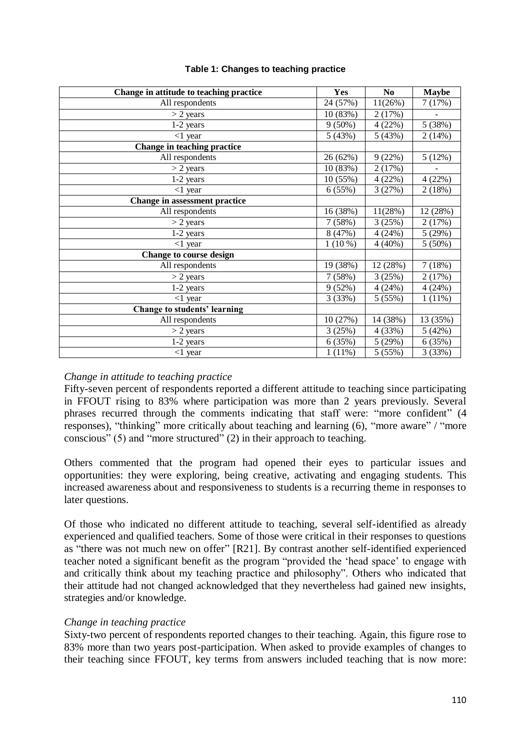**Table 1: Changes to teaching practice**

| Change in attitude to teaching practice | Yes | No | Maybe |
|---|---|---|---|
| All respondents | 24 (57%) | 11(26%) | 7 (17%) |
| > 2 years | 10 (83%) | 2 (17%) | - |
| 1-2 years | 9 (50%) | 4 (22%) | 5 (38%) |
| <1 year | 5 (43%) | 5 (43%) | 2 (14%) |
| **Change in teaching practice** | | | |
| All respondents | 26 (62%) | 9 (22%) | 5 (12%) |
| > 2 years | 10 (83%) | 2 (17%) | - |
| 1-2 years | 10 (55%) | 4 (22%) | 4 (22%) |
| <1 year | 6 (55%) | 3 (27%) | 2 (18%) |
| **Change in assessment practice** | | | |
| All respondents | 16 (38%) | 11(28%) | 12 (28%) |
| > 2 years | 7 (58%) | 3 (25%) | 2 (17%) |
| 1-2 years | 8 (47%) | 4 (24%) | 5 (29%) |
| <1 year | 1 (10 %) | 4 (40%) | 5 (50%) |
| **Change to course design** | | | |
| All respondents | 19 (38%) | 12 (28%) | 7 (18%) |
| > 2 years | 7 (58%) | 3 (25%) | 2 (17%) |
| 1-2 years | 9 (52%) | 4 (24%) | 4 (24%) |
| <1 year | 3 (33%) | 5 (55%) | 1 (11%) |
| **Change to students' learning** | | | |
| All respondents | 10 (27%) | 14 (38%) | 13 (35%) |
| > 2 years | 3 (25%) | 4 (33%) | 5 (42%) |
| 1-2 years | 6 (35%) | 5 (29%) | 6 (35%) |
| <1 year | 1 (11%) | 5 (55%) | 3 (33%) |

*Change in attitude to teaching practice*

Fifty-seven percent of respondents reported a different attitude to teaching since participating in FFOUT rising to 83% where participation was more than 2 years previously. Several phrases recurred through the comments indicating that staff were: "more confident" (4 responses), "thinking" more critically about teaching and learning (6), "more aware" / "more conscious" (5) and "more structured" (2) in their approach to teaching.

Others commented that the program had opened their eyes to particular issues and opportunities: they were exploring, being creative, activating and engaging students. This increased awareness about and responsiveness to students is a recurring theme in responses to later questions.

Of those who indicated no different attitude to teaching, several self-identified as already experienced and qualified teachers. Some of those were critical in their responses to questions as "there was not much new on offer" [R21]. By contrast another self-identified experienced teacher noted a significant benefit as the program "provided the 'head space' to engage with and critically think about my teaching practice and philosophy". Others who indicated that their attitude had not changed acknowledged that they nevertheless had gained new insights, strategies and/or knowledge.

*Change in teaching practice*

Sixty-two percent of respondents reported changes to their teaching. Again, this figure rose to 83% more than two years post-participation. When asked to provide examples of changes to their teaching since FFOUT, key terms from answers included teaching that is now more: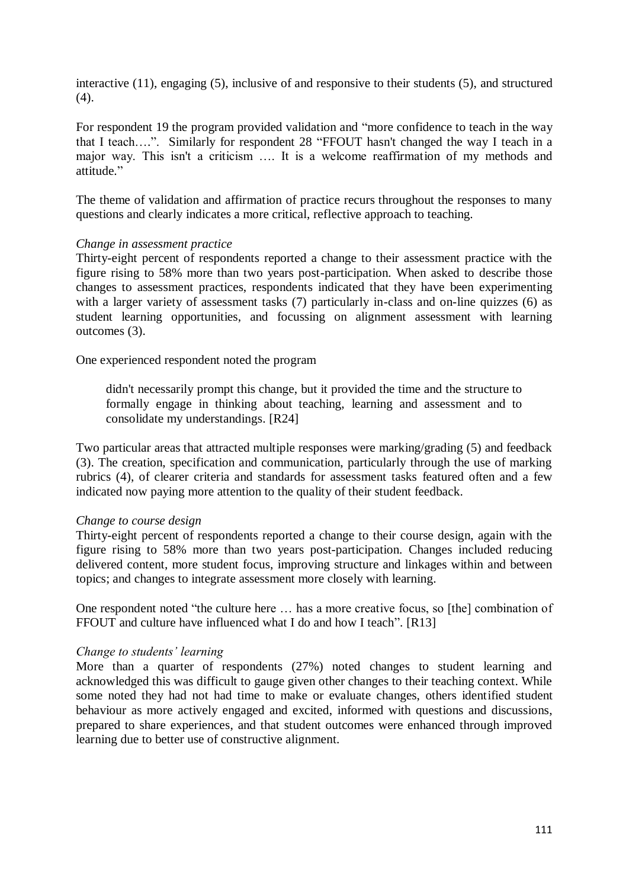interactive (11), engaging (5), inclusive of and responsive to their students (5), and structured (4).

For respondent 19 the program provided validation and "more confidence to teach in the way that I teach….". Similarly for respondent 28 "FFOUT hasn't changed the way I teach in a major way. This isn't a criticism …. It is a welcome reaffirmation of my methods and attitude."

The theme of validation and affirmation of practice recurs throughout the responses to many questions and clearly indicates a more critical, reflective approach to teaching.

*Change in assessment practice*

Thirty-eight percent of respondents reported a change to their assessment practice with the figure rising to 58% more than two years post-participation. When asked to describe those changes to assessment practices, respondents indicated that they have been experimenting with a larger variety of assessment tasks (7) particularly in-class and on-line quizzes (6) as student learning opportunities, and focussing on alignment assessment with learning outcomes (3).

One experienced respondent noted the program

> didn't necessarily prompt this change, but it provided the time and the structure to formally engage in thinking about teaching, learning and assessment and to consolidate my understandings. [R24]

Two particular areas that attracted multiple responses were marking/grading (5) and feedback (3). The creation, specification and communication, particularly through the use of marking rubrics (4), of clearer criteria and standards for assessment tasks featured often and a few indicated now paying more attention to the quality of their student feedback.

*Change to course design*

Thirty-eight percent of respondents reported a change to their course design, again with the figure rising to 58% more than two years post-participation. Changes included reducing delivered content, more student focus, improving structure and linkages within and between topics; and changes to integrate assessment more closely with learning.

One respondent noted "the culture here … has a more creative focus, so [the] combination of FFOUT and culture have influenced what I do and how I teach". [R13]

*Change to students' learning*

More than a quarter of respondents (27%) noted changes to student learning and acknowledged this was difficult to gauge given other changes to their teaching context. While some noted they had not had time to make or evaluate changes, others identified student behaviour as more actively engaged and excited, informed with questions and discussions, prepared to share experiences, and that student outcomes were enhanced through improved learning due to better use of constructive alignment.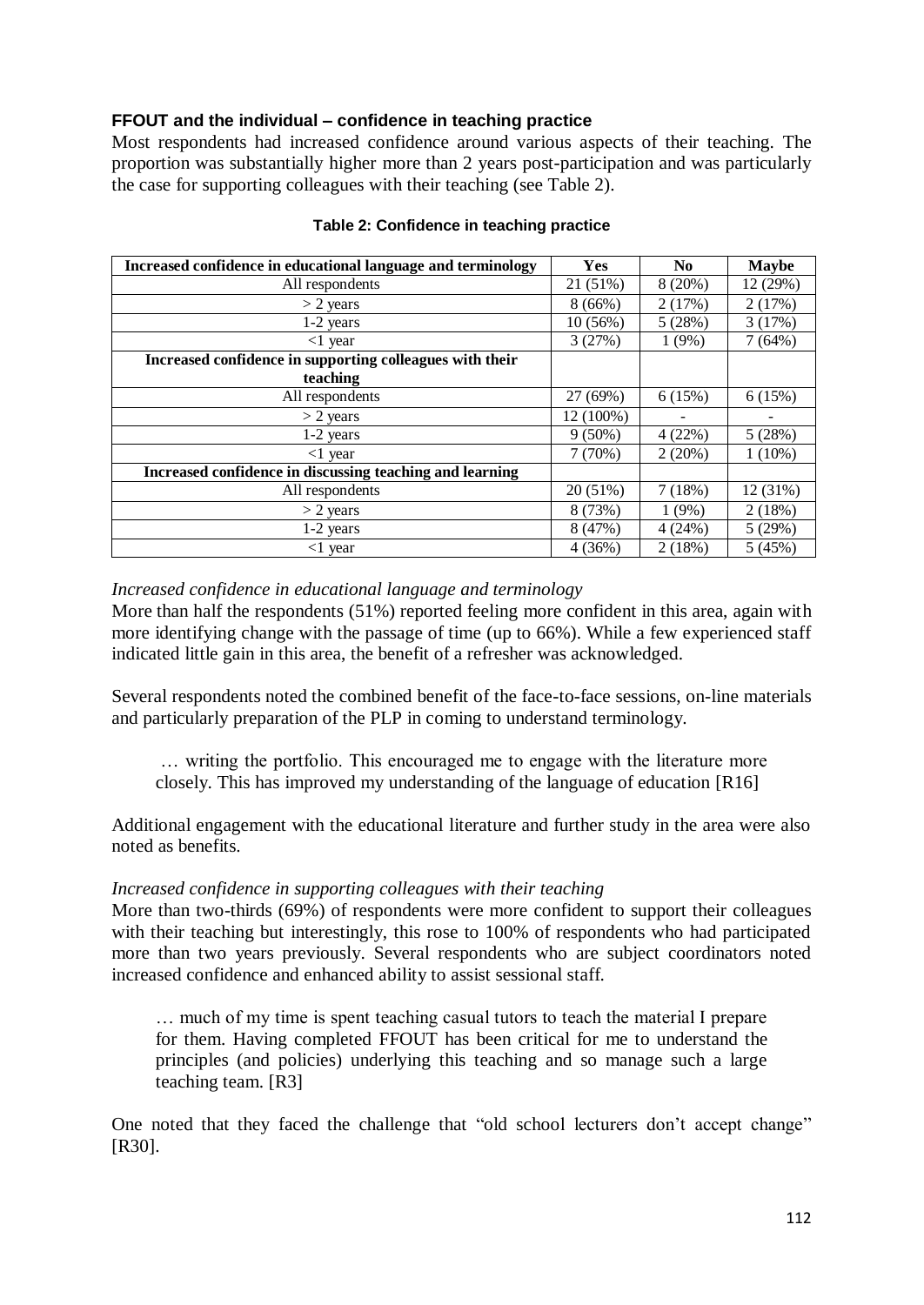### FFOUT and the individual – confidence in teaching practice

Most respondents had increased confidence around various aspects of their teaching. The proportion was substantially higher more than 2 years post-participation and was particularly the case for supporting colleagues with their teaching (see Table 2).

**Table 2: Confidence in teaching practice**

| Increased confidence in educational language and terminology | Yes | No | Maybe |
|---|---|---|---|
| All respondents | 21 (51%) | 8 (20%) | 12 (29%) |
| > 2 years | 8 (66%) | 2 (17%) | 2 (17%) |
| 1-2 years | 10 (56%) | 5 (28%) | 3 (17%) |
| <1 year | 3 (27%) | 1 (9%) | 7 (64%) |
| **Increased confidence in supporting colleagues with their teaching** | | | |
| All respondents | 27 (69%) | 6 (15%) | 6 (15%) |
| > 2 years | 12 (100%) | - | - |
| 1-2 years | 9 (50%) | 4 (22%) | 5 (28%) |
| <1 year | 7 (70%) | 2 (20%) | 1 (10%) |
| **Increased confidence in discussing teaching and learning** | | | |
| All respondents | 20 (51%) | 7 (18%) | 12 (31%) |
| > 2 years | 8 (73%) | 1 (9%) | 2 (18%) |
| 1-2 years | 8 (47%) | 4 (24%) | 5 (29%) |
| <1 year | 4 (36%) | 2 (18%) | 5 (45%) |

*Increased confidence in educational language and terminology*

More than half the respondents (51%) reported feeling more confident in this area, again with more identifying change with the passage of time (up to 66%). While a few experienced staff indicated little gain in this area, the benefit of a refresher was acknowledged.

Several respondents noted the combined benefit of the face-to-face sessions, on-line materials and particularly preparation of the PLP in coming to understand terminology.

> … writing the portfolio. This encouraged me to engage with the literature more closely. This has improved my understanding of the language of education [R16]

Additional engagement with the educational literature and further study in the area were also noted as benefits.

*Increased confidence in supporting colleagues with their teaching*

More than two-thirds (69%) of respondents were more confident to support their colleagues with their teaching but interestingly, this rose to 100% of respondents who had participated more than two years previously. Several respondents who are subject coordinators noted increased confidence and enhanced ability to assist sessional staff.

> … much of my time is spent teaching casual tutors to teach the material I prepare for them. Having completed FFOUT has been critical for me to understand the principles (and policies) underlying this teaching and so manage such a large teaching team. [R3]

One noted that they faced the challenge that "old school lecturers don't accept change" [R30].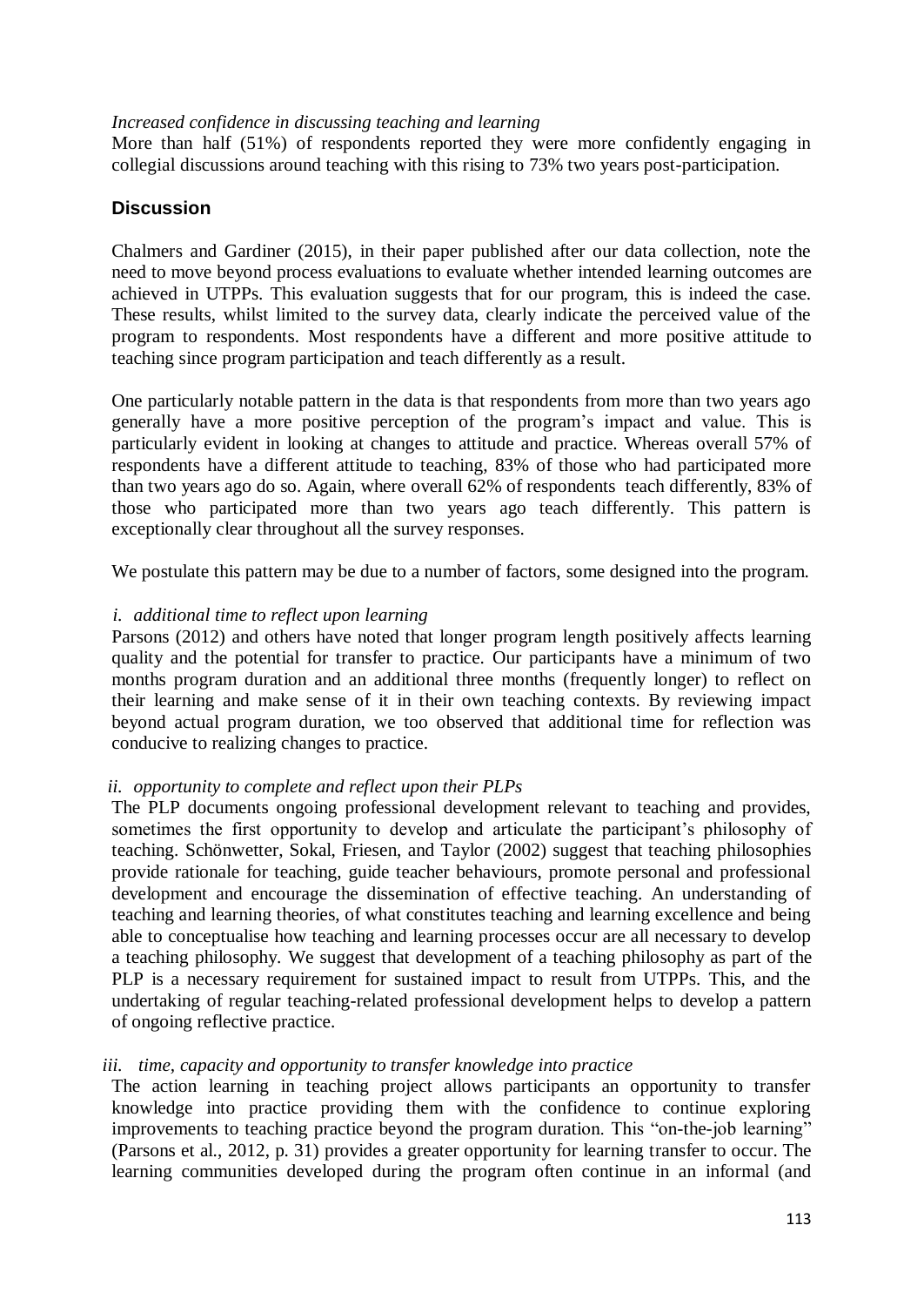*Increased confidence in discussing teaching and learning*

More than half (51%) of respondents reported they were more confidently engaging in collegial discussions around teaching with this rising to 73% two years post-participation.

## Discussion

Chalmers and Gardiner (2015), in their paper published after our data collection, note the need to move beyond process evaluations to evaluate whether intended learning outcomes are achieved in UTPPs. This evaluation suggests that for our program, this is indeed the case. These results, whilst limited to the survey data, clearly indicate the perceived value of the program to respondents. Most respondents have a different and more positive attitude to teaching since program participation and teach differently as a result.

One particularly notable pattern in the data is that respondents from more than two years ago generally have a more positive perception of the program's impact and value. This is particularly evident in looking at changes to attitude and practice. Whereas overall 57% of respondents have a different attitude to teaching, 83% of those who had participated more than two years ago do so. Again, where overall 62% of respondents teach differently, 83% of those who participated more than two years ago teach differently. This pattern is exceptionally clear throughout all the survey responses.

We postulate this pattern may be due to a number of factors, some designed into the program.

*i. additional time to reflect upon learning*

Parsons (2012) and others have noted that longer program length positively affects learning quality and the potential for transfer to practice. Our participants have a minimum of two months program duration and an additional three months (frequently longer) to reflect on their learning and make sense of it in their own teaching contexts. By reviewing impact beyond actual program duration, we too observed that additional time for reflection was conducive to realizing changes to practice.

*ii. opportunity to complete and reflect upon their PLPs*

The PLP documents ongoing professional development relevant to teaching and provides, sometimes the first opportunity to develop and articulate the participant's philosophy of teaching. Schönwetter, Sokal, Friesen, and Taylor (2002) suggest that teaching philosophies provide rationale for teaching, guide teacher behaviours, promote personal and professional development and encourage the dissemination of effective teaching. An understanding of teaching and learning theories, of what constitutes teaching and learning excellence and being able to conceptualise how teaching and learning processes occur are all necessary to develop a teaching philosophy. We suggest that development of a teaching philosophy as part of the PLP is a necessary requirement for sustained impact to result from UTPPs. This, and the undertaking of regular teaching-related professional development helps to develop a pattern of ongoing reflective practice.

*iii. time, capacity and opportunity to transfer knowledge into practice*

The action learning in teaching project allows participants an opportunity to transfer knowledge into practice providing them with the confidence to continue exploring improvements to teaching practice beyond the program duration. This "on-the-job learning" (Parsons et al., 2012, p. 31) provides a greater opportunity for learning transfer to occur. The learning communities developed during the program often continue in an informal (and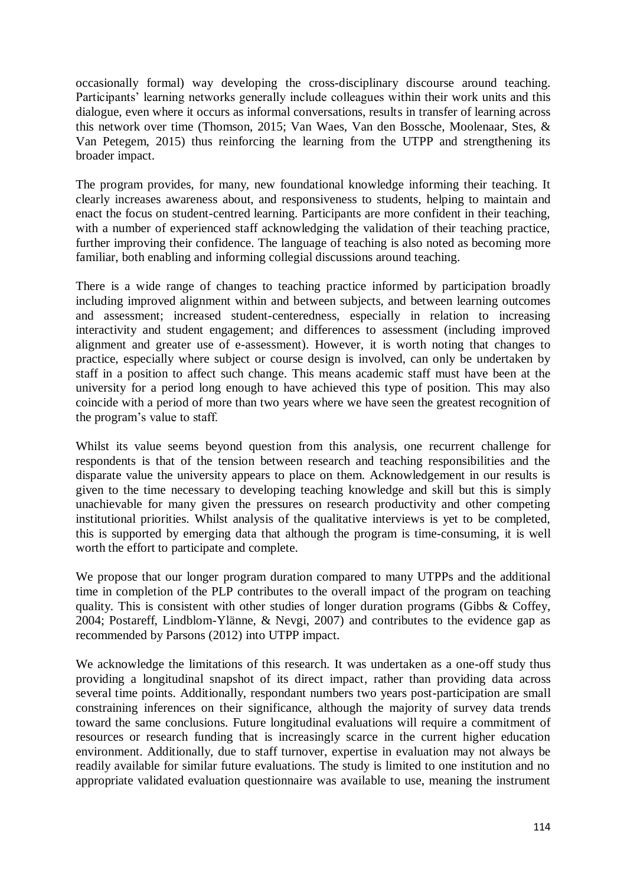occasionally formal) way developing the cross-disciplinary discourse around teaching. Participants' learning networks generally include colleagues within their work units and this dialogue, even where it occurs as informal conversations, results in transfer of learning across this network over time (Thomson, 2015; Van Waes, Van den Bossche, Moolenaar, Stes, & Van Petegem, 2015) thus reinforcing the learning from the UTPP and strengthening its broader impact.

The program provides, for many, new foundational knowledge informing their teaching. It clearly increases awareness about, and responsiveness to students, helping to maintain and enact the focus on student-centred learning. Participants are more confident in their teaching, with a number of experienced staff acknowledging the validation of their teaching practice, further improving their confidence. The language of teaching is also noted as becoming more familiar, both enabling and informing collegial discussions around teaching.

There is a wide range of changes to teaching practice informed by participation broadly including improved alignment within and between subjects, and between learning outcomes and assessment; increased student-centeredness, especially in relation to increasing interactivity and student engagement; and differences to assessment (including improved alignment and greater use of e-assessment). However, it is worth noting that changes to practice, especially where subject or course design is involved, can only be undertaken by staff in a position to affect such change. This means academic staff must have been at the university for a period long enough to have achieved this type of position. This may also coincide with a period of more than two years where we have seen the greatest recognition of the program's value to staff.

Whilst its value seems beyond question from this analysis, one recurrent challenge for respondents is that of the tension between research and teaching responsibilities and the disparate value the university appears to place on them. Acknowledgement in our results is given to the time necessary to developing teaching knowledge and skill but this is simply unachievable for many given the pressures on research productivity and other competing institutional priorities. Whilst analysis of the qualitative interviews is yet to be completed, this is supported by emerging data that although the program is time-consuming, it is well worth the effort to participate and complete.

We propose that our longer program duration compared to many UTPPs and the additional time in completion of the PLP contributes to the overall impact of the program on teaching quality. This is consistent with other studies of longer duration programs (Gibbs & Coffey, 2004; Postareff, Lindblom-Ylänne, & Nevgi, 2007) and contributes to the evidence gap as recommended by Parsons (2012) into UTPP impact.

We acknowledge the limitations of this research. It was undertaken as a one-off study thus providing a longitudinal snapshot of its direct impact, rather than providing data across several time points. Additionally, respondant numbers two years post-participation are small constraining inferences on their significance, although the majority of survey data trends toward the same conclusions. Future longitudinal evaluations will require a commitment of resources or research funding that is increasingly scarce in the current higher education environment. Additionally, due to staff turnover, expertise in evaluation may not always be readily available for similar future evaluations. The study is limited to one institution and no appropriate validated evaluation questionnaire was available to use, meaning the instrument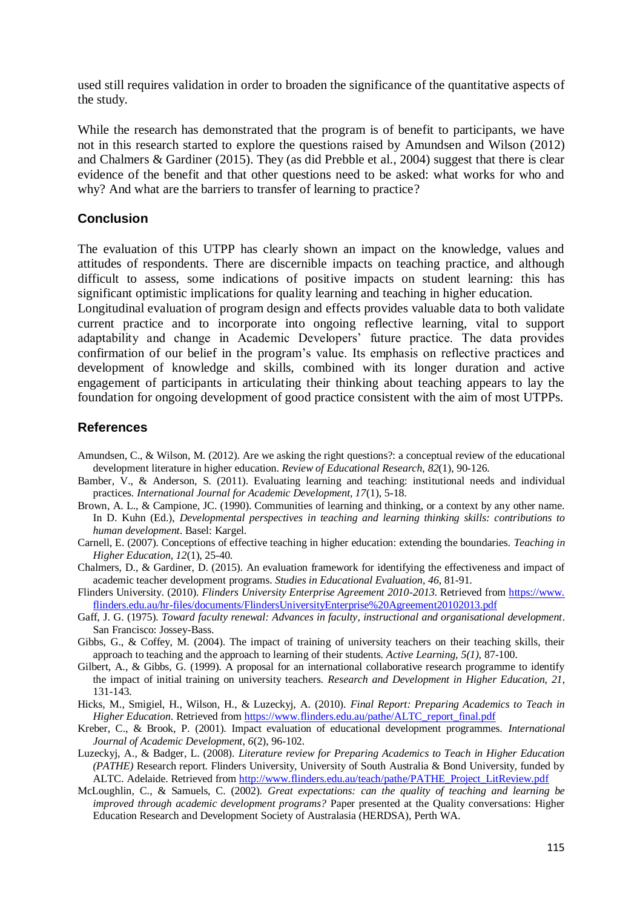used still requires validation in order to broaden the significance of the quantitative aspects of the study.

While the research has demonstrated that the program is of benefit to participants, we have not in this research started to explore the questions raised by Amundsen and Wilson (2012) and Chalmers & Gardiner (2015). They (as did Prebble et al., 2004) suggest that there is clear evidence of the benefit and that other questions need to be asked: what works for who and why? And what are the barriers to transfer of learning to practice?

## Conclusion

The evaluation of this UTPP has clearly shown an impact on the knowledge, values and attitudes of respondents. There are discernible impacts on teaching practice, and although difficult to assess, some indications of positive impacts on student learning: this has significant optimistic implications for quality learning and teaching in higher education.
Longitudinal evaluation of program design and effects provides valuable data to both validate current practice and to incorporate into ongoing reflective learning, vital to support adaptability and change in Academic Developers' future practice. The data provides confirmation of our belief in the program's value. Its emphasis on reflective practices and development of knowledge and skills, combined with its longer duration and active engagement of participants in articulating their thinking about teaching appears to lay the foundation for ongoing development of good practice consistent with the aim of most UTPPs.

## References

Amundsen, C., & Wilson, M. (2012). Are we asking the right questions?: a conceptual review of the educational development literature in higher education. *Review of Educational Research, 82*(1), 90-126.

Bamber, V., & Anderson, S. (2011). Evaluating learning and teaching: institutional needs and individual practices. *International Journal for Academic Development, 17*(1), 5-18.

Brown, A. L., & Campione, JC. (1990). Communities of learning and thinking, or a context by any other name. In D. Kuhn (Ed.), *Developmental perspectives in teaching and learning thinking skills: contributions to human development*. Basel: Kargel.

Carnell, E. (2007). Conceptions of effective teaching in higher education: extending the boundaries. *Teaching in Higher Education, 12*(1), 25-40.

Chalmers, D., & Gardiner, D. (2015). An evaluation framework for identifying the effectiveness and impact of academic teacher development programs. *Studies in Educational Evaluation, 46*, 81-91.

Flinders University. (2010). *Flinders University Enterprise Agreement 2010-2013.* Retrieved from https://www.flinders.edu.au/hr-files/documents/FlindersUniversityEnterprise%20Agreement20102013.pdf

Gaff, J. G. (1975). *Toward faculty renewal: Advances in faculty, instructional and organisational development*. San Francisco: Jossey-Bass.

Gibbs, G., & Coffey, M. (2004). The impact of training of university teachers on their teaching skills, their approach to teaching and the approach to learning of their students. *Active Learning, 5(1),* 87-100.

Gilbert, A., & Gibbs, G. (1999). A proposal for an international collaborative research programme to identify the impact of initial training on university teachers. *Research and Development in Higher Education, 21*, 131-143.

Hicks, M., Smigiel, H., Wilson, H., & Luzeckyj, A. (2010). *Final Report: Preparing Academics to Teach in Higher Education.* Retrieved from https://www.flinders.edu.au/pathe/ALTC_report_final.pdf

Kreber, C., & Brook, P. (2001). Impact evaluation of educational development programmes. *International Journal of Academic Development, 6*(2), 96-102.

Luzeckyj, A., & Badger, L. (2008). *Literature review for Preparing Academics to Teach in Higher Education (PATHE)* Research report. Flinders University, University of South Australia & Bond University, funded by ALTC. Adelaide. Retrieved from http://www.flinders.edu.au/teach/pathe/PATHE_Project_LitReview.pdf

McLoughlin, C., & Samuels, C. (2002). *Great expectations: can the quality of teaching and learning be improved through academic development programs?* Paper presented at the Quality conversations: Higher Education Research and Development Society of Australasia (HERDSA), Perth WA.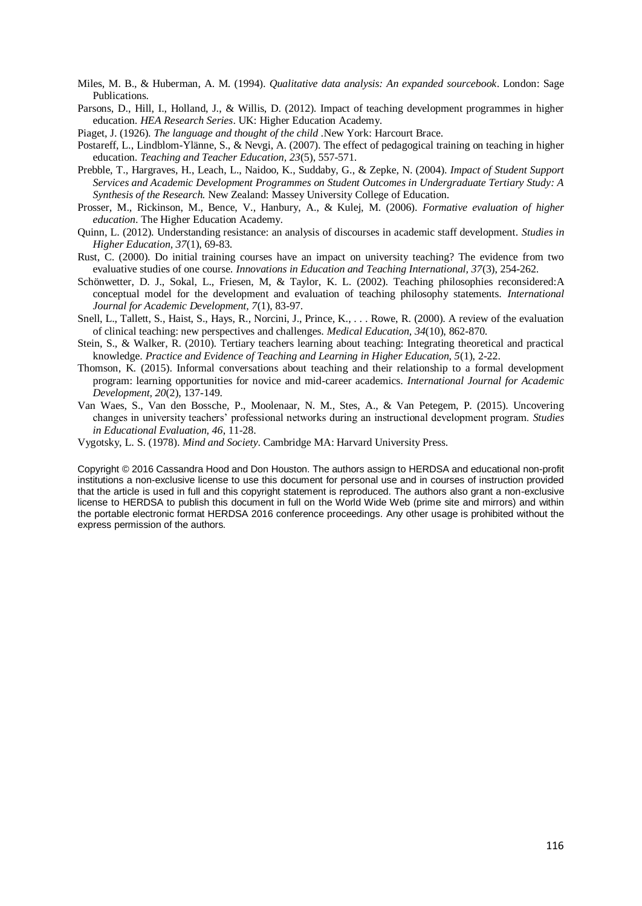Miles, M. B., & Huberman, A. M. (1994). *Qualitative data analysis: An expanded sourcebook*. London: Sage Publications.

Parsons, D., Hill, I., Holland, J., & Willis, D. (2012). Impact of teaching development programmes in higher education. *HEA Research Series*. UK: Higher Education Academy.

Piaget, J. (1926). *The language and thought of the child* .New York: Harcourt Brace.

Postareff, L., Lindblom-Ylänne, S., & Nevgi, A. (2007). The effect of pedagogical training on teaching in higher education. *Teaching and Teacher Education, 23*(5), 557-571.

Prebble, T., Hargraves, H., Leach, L., Naidoo, K., Suddaby, G., & Zepke, N. (2004). *Impact of Student Support Services and Academic Development Programmes on Student Outcomes in Undergraduate Tertiary Study: A Synthesis of the Research.* New Zealand: Massey University College of Education.

Prosser, M., Rickinson, M., Bence, V., Hanbury, A., & Kulej, M. (2006). *Formative evaluation of higher education*. The Higher Education Academy.

Quinn, L. (2012). Understanding resistance: an analysis of discourses in academic staff development. *Studies in Higher Education, 37*(1), 69-83.

Rust, C. (2000). Do initial training courses have an impact on university teaching? The evidence from two evaluative studies of one course. *Innovations in Education and Teaching International, 37*(3), 254-262.

Schönwetter, D. J., Sokal, L., Friesen, M, & Taylor, K. L. (2002). Teaching philosophies reconsidered:A conceptual model for the development and evaluation of teaching philosophy statements. *International Journal for Academic Development, 7*(1), 83-97.

Snell, L., Tallett, S., Haist, S., Hays, R., Norcini, J., Prince, K., . . . Rowe, R. (2000). A review of the evaluation of clinical teaching: new perspectives and challenges. *Medical Education, 34*(10), 862-870.

Stein, S., & Walker, R. (2010). Tertiary teachers learning about teaching: Integrating theoretical and practical knowledge. *Practice and Evidence of Teaching and Learning in Higher Education, 5*(1), 2-22.

Thomson, K. (2015). Informal conversations about teaching and their relationship to a formal development program: learning opportunities for novice and mid-career academics. *International Journal for Academic Development, 20*(2), 137-149.

Van Waes, S., Van den Bossche, P., Moolenaar, N. M., Stes, A., & Van Petegem, P. (2015). Uncovering changes in university teachers' professional networks during an instructional development program. *Studies in Educational Evaluation, 46*, 11-28.

Vygotsky, L. S. (1978). *Mind and Society*. Cambridge MA: Harvard University Press.

Copyright © 2016 Cassandra Hood and Don Houston. The authors assign to HERDSA and educational non-profit institutions a non-exclusive license to use this document for personal use and in courses of instruction provided that the article is used in full and this copyright statement is reproduced. The authors also grant a non-exclusive license to HERDSA to publish this document in full on the World Wide Web (prime site and mirrors) and within the portable electronic format HERDSA 2016 conference proceedings. Any other usage is prohibited without the express permission of the authors.